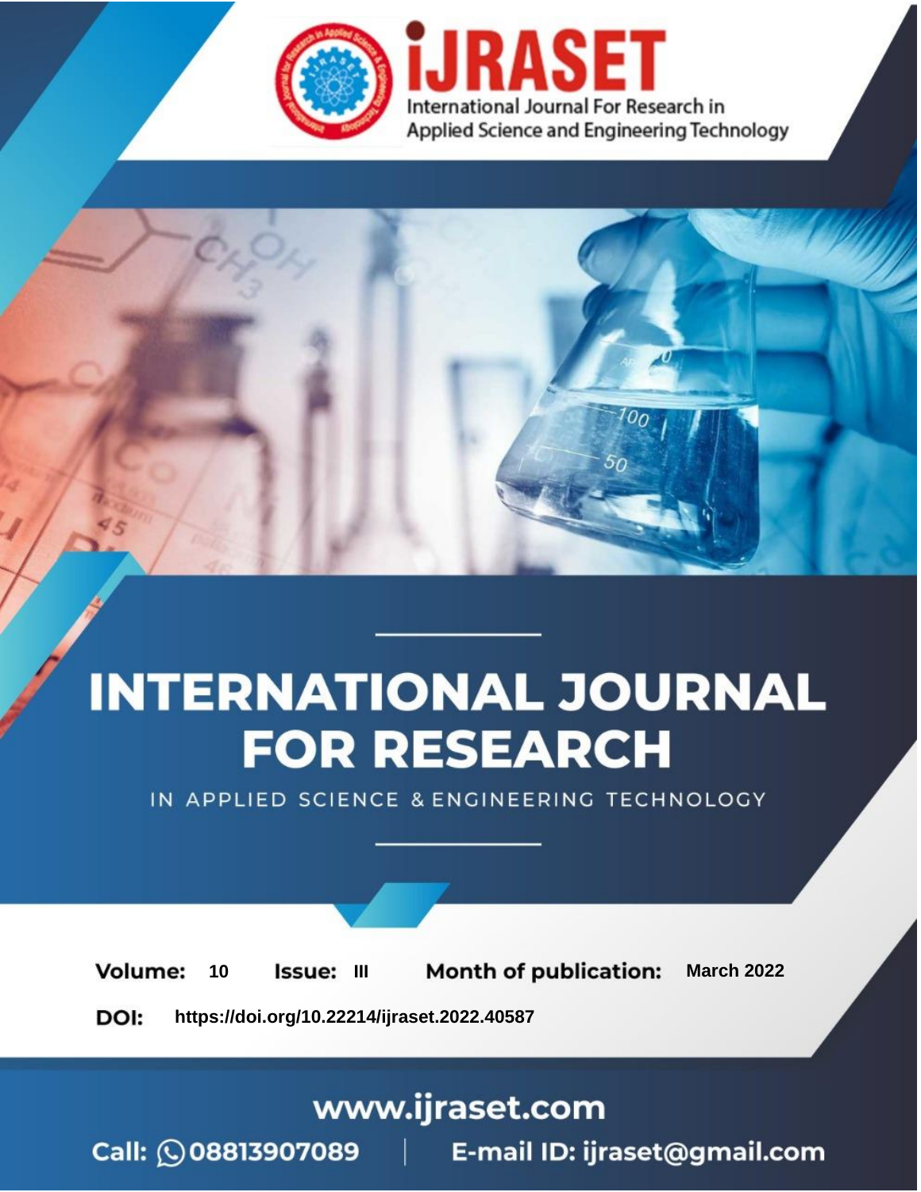iJRASET

International Journal For Research in Applied Science and Engineering Technology

# INTERNATIONAL JOURNAL FOR RESEARCH

IN APPLIED SCIENCE & ENGINEERING TECHNOLOGY

**Volume:** 10 **Issue:** III **Month of publication:** March 2022

**DOI:** https://doi.org/10.22214/ijraset.2022.40587

www.ijraset.com

Call: 08813907089 | E-mail ID: ijraset@gmail.com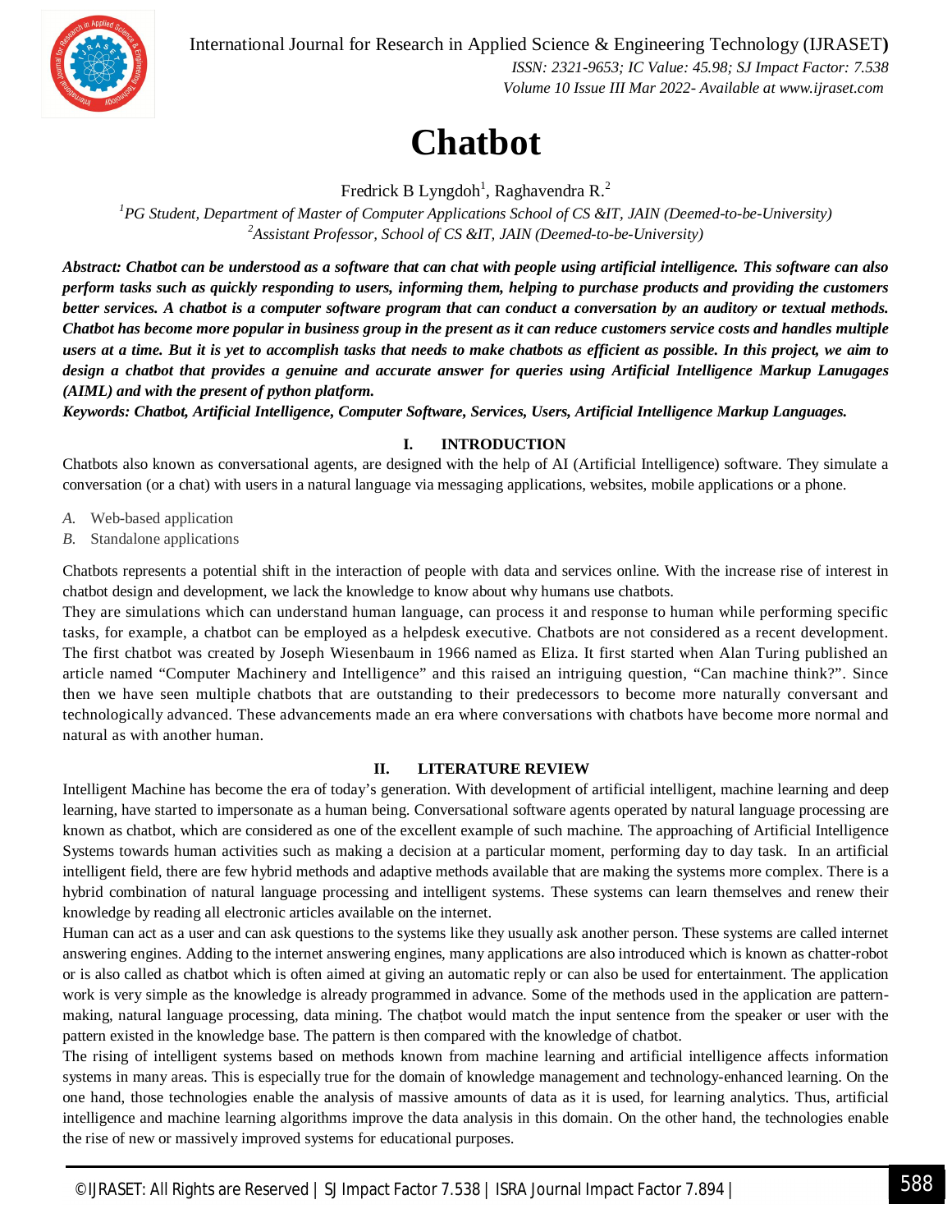# Chatbot

Fredrick B Lyngdoh[1], Raghavendra R.[2]

[1]*PG Student, Department of Master of Computer Applications School of CS &IT, JAIN (Deemed-to-be-University)*
[2]*Assistant Professor, School of CS &IT, JAIN (Deemed-to-be-University)*

***Abstract: Chatbot can be understood as a software that can chat with people using artificial intelligence. This software can also perform tasks such as quickly responding to users, informing them, helping to purchase products and providing the customers better services. A chatbot is a computer software program that can conduct a conversation by an auditory or textual methods. Chatbot has become more popular in business group in the present as it can reduce customers service costs and handles multiple users at a time. But it is yet to accomplish tasks that needs to make chatbots as efficient as possible. In this project, we aim to design a chatbot that provides a genuine and accurate answer for queries using Artificial Intelligence Markup Lanugages (AIML) and with the present of python platform.***

***Keywords: Chatbot, Artificial Intelligence, Computer Software, Services, Users, Artificial Intelligence Markup Languages.***

## I. INTRODUCTION

Chatbots also known as conversational agents, are designed with the help of AI (Artificial Intelligence) software. They simulate a conversation (or a chat) with users in a natural language via messaging applications, websites, mobile applications or a phone.

*A.* Web-based application
*B.* Standalone applications

Chatbots represents a potential shift in the interaction of people with data and services online. With the increase rise of interest in chatbot design and development, we lack the knowledge to know about why humans use chatbots.

They are simulations which can understand human language, can process it and response to human while performing specific tasks, for example, a chatbot can be employed as a helpdesk executive. Chatbots are not considered as a recent development. The first chatbot was created by Joseph Wiesenbaum in 1966 named as Eliza. It first started when Alan Turing published an article named "Computer Machinery and Intelligence" and this raised an intriguing question, "Can machine think?". Since then we have seen multiple chatbots that are outstanding to their predecessors to become more naturally conversant and technologically advanced. These advancements made an era where conversations with chatbots have become more normal and natural as with another human.

## II. LITERATURE REVIEW

Intelligent Machine has become the era of today's generation. With development of artificial intelligent, machine learning and deep learning, have started to impersonate as a human being. Conversational software agents operated by natural language processing are known as chatbot, which are considered as one of the excellent example of such machine. The approaching of Artificial Intelligence Systems towards human activities such as making a decision at a particular moment, performing day to day task. In an artificial intelligent field, there are few hybrid methods and adaptive methods available that are making the systems more complex. There is a hybrid combination of natural language processing and intelligent systems. These systems can learn themselves and renew their knowledge by reading all electronic articles available on the internet.

Human can act as a user and can ask questions to the systems like they usually ask another person. These systems are called internet answering engines. Adding to the internet answering engines, many applications are also introduced which is known as chatter-robot or is also called as chatbot which is often aimed at giving an automatic reply or can also be used for entertainment. The application work is very simple as the knowledge is already programmed in advance. Some of the methods used in the application are pattern-making, natural language processing, data mining. The chatbot would match the input sentence from the speaker or user with the pattern existed in the knowledge base. The pattern is then compared with the knowledge of chatbot.

The rising of intelligent systems based on methods known from machine learning and artificial intelligence affects information systems in many areas. This is especially true for the domain of knowledge management and technology-enhanced learning. On the one hand, those technologies enable the analysis of massive amounts of data as it is used, for learning analytics. Thus, artificial intelligence and machine learning algorithms improve the data analysis in this domain. On the other hand, the technologies enable the rise of new or massively improved systems for educational purposes.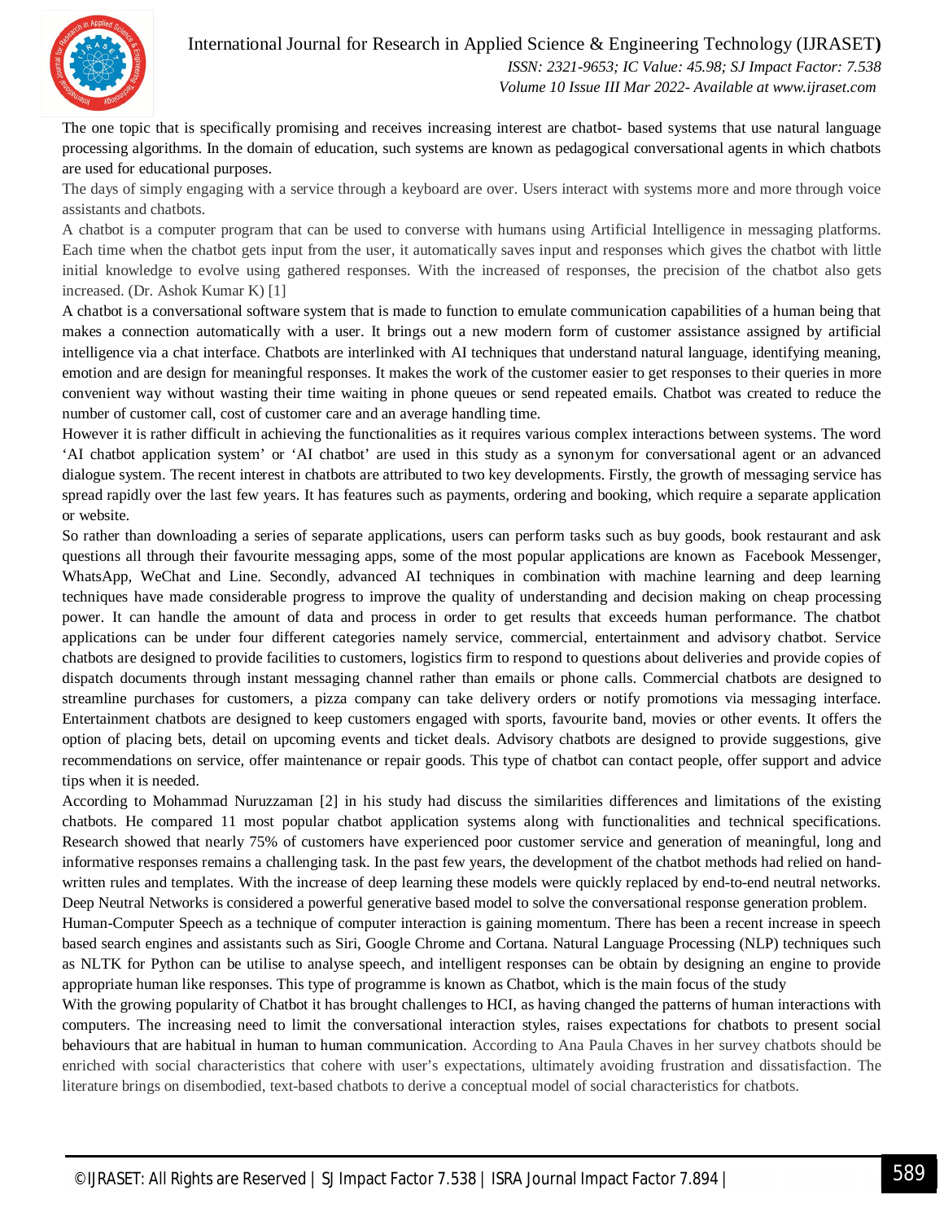The one topic that is specifically promising and receives increasing interest are chatbot- based systems that use natural language processing algorithms. In the domain of education, such systems are known as pedagogical conversational agents in which chatbots are used for educational purposes.

The days of simply engaging with a service through a keyboard are over. Users interact with systems more and more through voice assistants and chatbots.

A chatbot is a computer program that can be used to converse with humans using Artificial Intelligence in messaging platforms. Each time when the chatbot gets input from the user, it automatically saves input and responses which gives the chatbot with little initial knowledge to evolve using gathered responses. With the increased of responses, the precision of the chatbot also gets increased. (Dr. Ashok Kumar K) [1]

A chatbot is a conversational software system that is made to function to emulate communication capabilities of a human being that makes a connection automatically with a user. It brings out a new modern form of customer assistance assigned by artificial intelligence via a chat interface. Chatbots are interlinked with AI techniques that understand natural language, identifying meaning, emotion and are design for meaningful responses. It makes the work of the customer easier to get responses to their queries in more convenient way without wasting their time waiting in phone queues or send repeated emails. Chatbot was created to reduce the number of customer call, cost of customer care and an average handling time.

However it is rather difficult in achieving the functionalities as it requires various complex interactions between systems. The word 'AI chatbot application system' or 'AI chatbot' are used in this study as a synonym for conversational agent or an advanced dialogue system. The recent interest in chatbots are attributed to two key developments. Firstly, the growth of messaging service has spread rapidly over the last few years. It has features such as payments, ordering and booking, which require a separate application or website.

So rather than downloading a series of separate applications, users can perform tasks such as buy goods, book restaurant and ask questions all through their favourite messaging apps, some of the most popular applications are known as Facebook Messenger, WhatsApp, WeChat and Line. Secondly, advanced AI techniques in combination with machine learning and deep learning techniques have made considerable progress to improve the quality of understanding and decision making on cheap processing power. It can handle the amount of data and process in order to get results that exceeds human performance. The chatbot applications can be under four different categories namely service, commercial, entertainment and advisory chatbot. Service chatbots are designed to provide facilities to customers, logistics firm to respond to questions about deliveries and provide copies of dispatch documents through instant messaging channel rather than emails or phone calls. Commercial chatbots are designed to streamline purchases for customers, a pizza company can take delivery orders or notify promotions via messaging interface. Entertainment chatbots are designed to keep customers engaged with sports, favourite band, movies or other events. It offers the option of placing bets, detail on upcoming events and ticket deals. Advisory chatbots are designed to provide suggestions, give recommendations on service, offer maintenance or repair goods. This type of chatbot can contact people, offer support and advice tips when it is needed.

According to Mohammad Nuruzzaman [2] in his study had discuss the similarities differences and limitations of the existing chatbots. He compared 11 most popular chatbot application systems along with functionalities and technical specifications. Research showed that nearly 75% of customers have experienced poor customer service and generation of meaningful, long and informative responses remains a challenging task. In the past few years, the development of the chatbot methods had relied on hand-written rules and templates. With the increase of deep learning these models were quickly replaced by end-to-end neutral networks. Deep Neutral Networks is considered a powerful generative based model to solve the conversational response generation problem.

Human-Computer Speech as a technique of computer interaction is gaining momentum. There has been a recent increase in speech based search engines and assistants such as Siri, Google Chrome and Cortana. Natural Language Processing (NLP) techniques such as NLTK for Python can be utilise to analyse speech, and intelligent responses can be obtain by designing an engine to provide appropriate human like responses. This type of programme is known as Chatbot, which is the main focus of the study

With the growing popularity of Chatbot it has brought challenges to HCI, as having changed the patterns of human interactions with computers. The increasing need to limit the conversational interaction styles, raises expectations for chatbots to present social behaviours that are habitual in human to human communication. According to Ana Paula Chaves in her survey chatbots should be enriched with social characteristics that cohere with user's expectations, ultimately avoiding frustration and dissatisfaction. The literature brings on disembodied, text-based chatbots to derive a conceptual model of social characteristics for chatbots.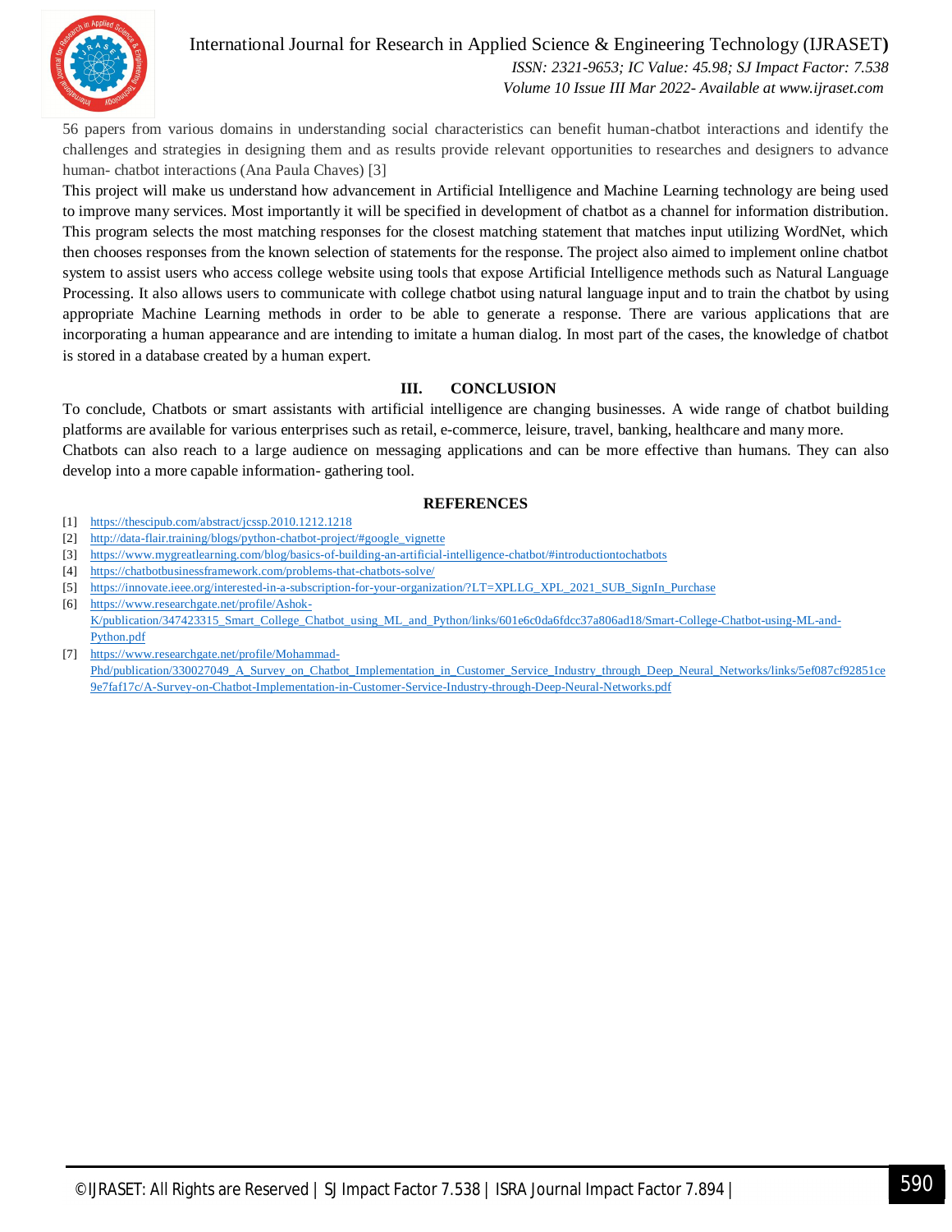56 papers from various domains in understanding social characteristics can benefit human-chatbot interactions and identify the challenges and strategies in designing them and as results provide relevant opportunities to researches and designers to advance human- chatbot interactions (Ana Paula Chaves) [3]

This project will make us understand how advancement in Artificial Intelligence and Machine Learning technology are being used to improve many services. Most importantly it will be specified in development of chatbot as a channel for information distribution. This program selects the most matching responses for the closest matching statement that matches input utilizing WordNet, which then chooses responses from the known selection of statements for the response. The project also aimed to implement online chatbot system to assist users who access college website using tools that expose Artificial Intelligence methods such as Natural Language Processing. It also allows users to communicate with college chatbot using natural language input and to train the chatbot by using appropriate Machine Learning methods in order to be able to generate a response. There are various applications that are incorporating a human appearance and are intending to imitate a human dialog. In most part of the cases, the knowledge of chatbot is stored in a database created by a human expert.

## III. CONCLUSION

To conclude, Chatbots or smart assistants with artificial intelligence are changing businesses. A wide range of chatbot building platforms are available for various enterprises such as retail, e-commerce, leisure, travel, banking, healthcare and many more.

Chatbots can also reach to a large audience on messaging applications and can be more effective than humans. They can also develop into a more capable information- gathering tool.

## REFERENCES

[1] https://thescipub.com/abstract/jcssp.2010.1212.1218

[2] http://data-flair.training/blogs/python-chatbot-project/#google_vignette

[3] https://www.mygreatlearning.com/blog/basics-of-building-an-artificial-intelligence-chatbot/#introductiontochatbots

[4] https://chatbotbusinessframework.com/problems-that-chatbots-solve/

[5] https://innovate.ieee.org/interested-in-a-subscription-for-your-organization/?LT=XPLLG_XPL_2021_SUB_SignIn_Purchase

[6] https://www.researchgate.net/profile/Ashok-K/publication/347423315_Smart_College_Chatbot_using_ML_and_Python/links/601e6c0da6fdcc37a806ad18/Smart-College-Chatbot-using-ML-and-Python.pdf

[7] https://www.researchgate.net/profile/Mohammad-Phd/publication/330027049_A_Survey_on_Chatbot_Implementation_in_Customer_Service_Industry_through_Deep_Neural_Networks/links/5ef087cf92851ce9e7faf17c/A-Survey-on-Chatbot-Implementation-in-Customer-Service-Industry-through-Deep-Neural-Networks.pdf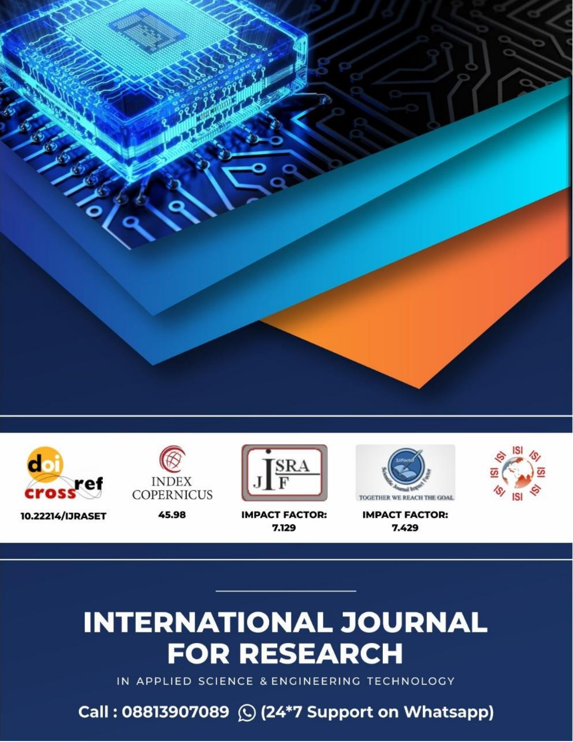10.22214/IJRASET

45.98

IMPACT FACTOR: 7.129

IMPACT FACTOR: 7.429

# INTERNATIONAL JOURNAL FOR RESEARCH

IN APPLIED SCIENCE & ENGINEERING TECHNOLOGY

Call : 08813907089 (24*7 Support on Whatsapp)